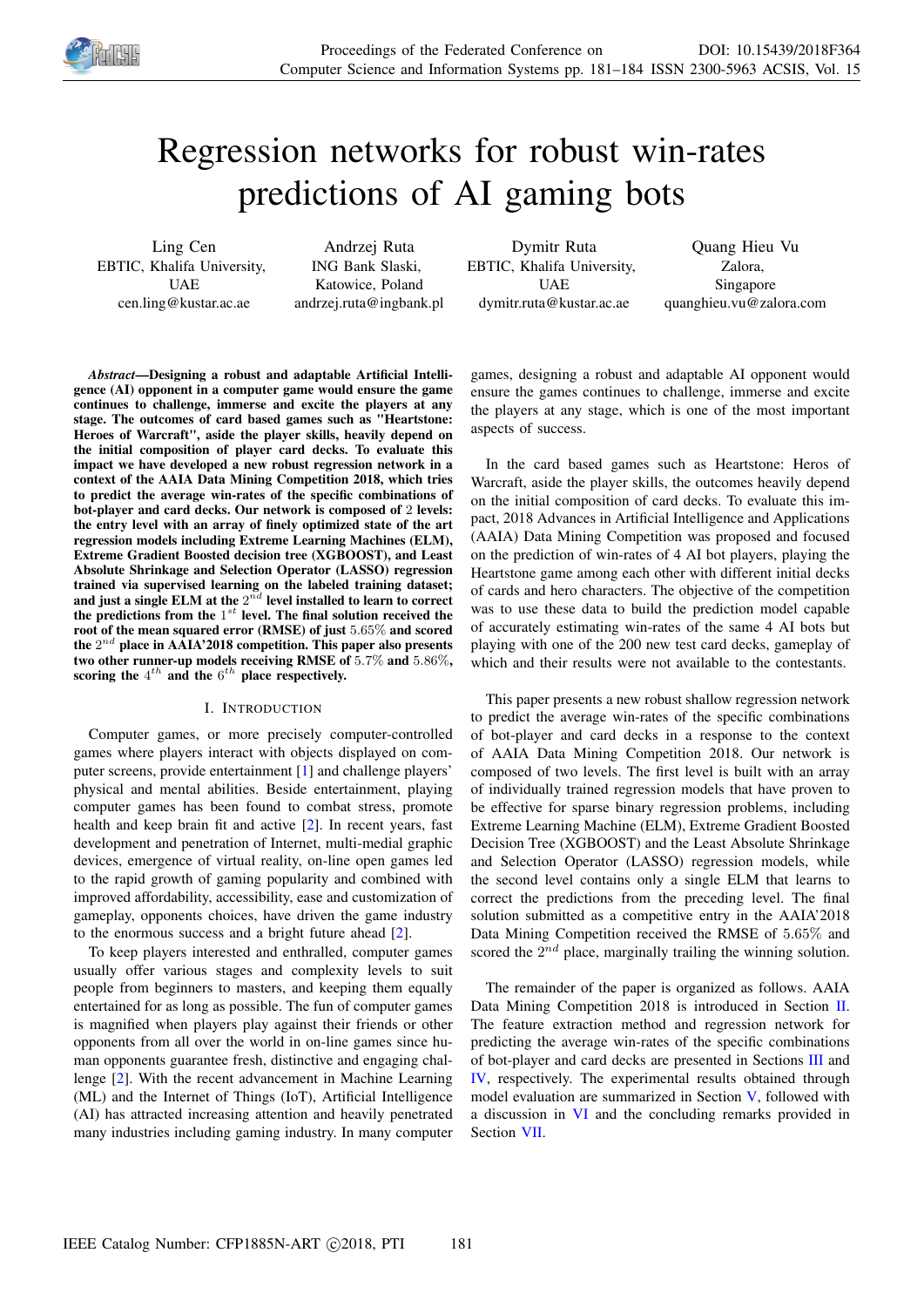# Regression networks for robust win-rates predictions of AI gaming bots

Ling Cen
EBTIC, Khalifa University,
UAE
cen.ling@kustar.ac.ae

Andrzej Ruta
ING Bank Slaski,
Katowice, Poland
andrzej.ruta@ingbank.pl

Dymitr Ruta
EBTIC, Khalifa University,
UAE
dymitr.ruta@kustar.ac.ae

Quang Hieu Vu
Zalora,
Singapore
quanghieu.vu@zalora.com

***Abstract*—Designing a robust and adaptable Artificial Intelligence (AI) opponent in a computer game would ensure the game continues to challenge, immerse and excite the players at any stage. The outcomes of card based games such as "Heartstone: Heroes of Warcraft", aside the player skills, heavily depend on the initial composition of player card decks. To evaluate this impact we have developed a new robust regression network in a context of the AAIA Data Mining Competition 2018, which tries to predict the average win-rates of the specific combinations of bot-player and card decks. Our network is composed of 2 levels: the entry level with an array of finely optimized state of the art regression models including Extreme Learning Machines (ELM), Extreme Gradient Boosted decision tree (XGBOOST), and Least Absolute Shrinkage and Selection Operator (LASSO) regression trained via supervised learning on the labeled training dataset; and just a single ELM at the $2^{nd}$ level installed to learn to correct the predictions from the $1^{st}$ level. The final solution received the root of the mean squared error (RMSE) of just 5.65% and scored the $2^{nd}$ place in AAIA'2018 competition. This paper also presents two other runner-up models receiving RMSE of 5.7% and 5.86%, scoring the $4^{th}$ and the $6^{th}$ place respectively.**

## I. Introduction

Computer games, or more precisely computer-controlled games where players interact with objects displayed on computer screens, provide entertainment [1] and challenge players' physical and mental abilities. Beside entertainment, playing computer games has been found to combat stress, promote health and keep brain fit and active [2]. In recent years, fast development and penetration of Internet, multi-medial graphic devices, emergence of virtual reality, on-line open games led to the rapid growth of gaming popularity and combined with improved affordability, accessibility, ease and customization of gameplay, opponents choices, have driven the game industry to the enormous success and a bright future ahead [2].

To keep players interested and enthralled, computer games usually offer various stages and complexity levels to suit people from beginners to masters, and keeping them equally entertained for as long as possible. The fun of computer games is magnified when players play against their friends or other opponents from all over the world in on-line games since human opponents guarantee fresh, distinctive and engaging challenge [2]. With the recent advancement in Machine Learning (ML) and the Internet of Things (IoT), Artificial Intelligence (AI) has attracted increasing attention and heavily penetrated many industries including gaming industry. In many computer games, designing a robust and adaptable AI opponent would ensure the games continues to challenge, immerse and excite the players at any stage, which is one of the most important aspects of success.

In the card based games such as Heartstone: Heros of Warcraft, aside the player skills, the outcomes heavily depend on the initial composition of card decks. To evaluate this impact, 2018 Advances in Artificial Intelligence and Applications (AAIA) Data Mining Competition was proposed and focused on the prediction of win-rates of 4 AI bot players, playing the Heartstone game among each other with different initial decks of cards and hero characters. The objective of the competition was to use these data to build the prediction model capable of accurately estimating win-rates of the same 4 AI bots but playing with one of the 200 new test card decks, gameplay of which and their results were not available to the contestants.

This paper presents a new robust shallow regression network to predict the average win-rates of the specific combinations of bot-player and card decks in a response to the context of AAIA Data Mining Competition 2018. Our network is composed of two levels. The first level is built with an array of individually trained regression models that have proven to be effective for sparse binary regression problems, including Extreme Learning Machine (ELM), Extreme Gradient Boosted Decision Tree (XGBOOST) and the Least Absolute Shrinkage and Selection Operator (LASSO) regression models, while the second level contains only a single ELM that learns to correct the predictions from the preceding level. The final solution submitted as a competitive entry in the AAIA'2018 Data Mining Competition received the RMSE of 5.65% and scored the $2^{nd}$ place, marginally trailing the winning solution.

The remainder of the paper is organized as follows. AAIA Data Mining Competition 2018 is introduced in Section II. The feature extraction method and regression network for predicting the average win-rates of the specific combinations of bot-player and card decks are presented in Sections III and IV, respectively. The experimental results obtained through model evaluation are summarized in Section V, followed with a discussion in VI and the concluding remarks provided in Section VII.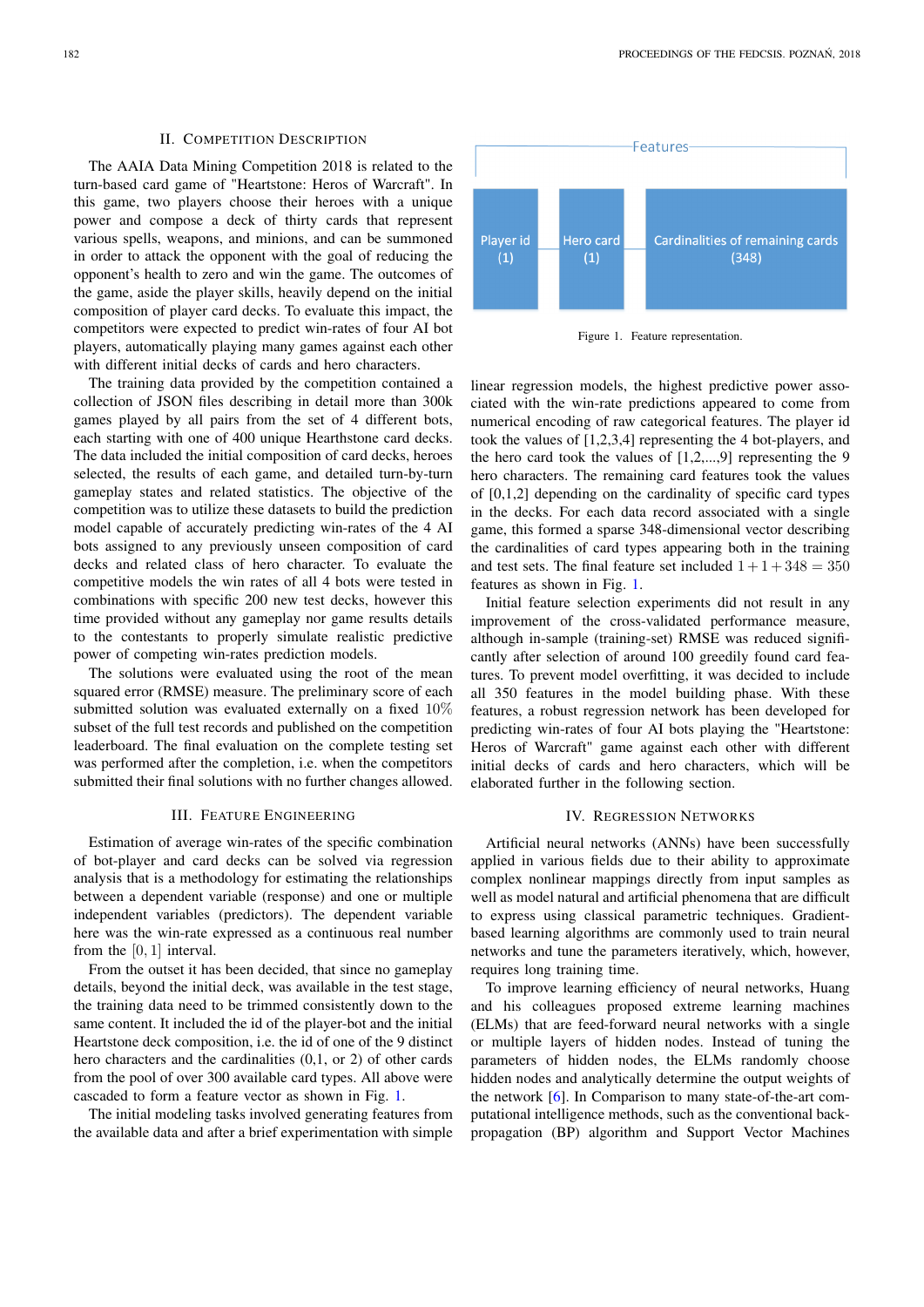## II. Competition Description

The AAIA Data Mining Competition 2018 is related to the turn-based card game of "Heartstone: Heros of Warcraft". In this game, two players choose their heroes with a unique power and compose a deck of thirty cards that represent various spells, weapons, and minions, and can be summoned in order to attack the opponent with the goal of reducing the opponent's health to zero and win the game. The outcomes of the game, aside the player skills, heavily depend on the initial composition of player card decks. To evaluate this impact, the competitors were expected to predict win-rates of four AI bot players, automatically playing many games against each other with different initial decks of cards and hero characters.

The training data provided by the competition contained a collection of JSON files describing in detail more than 300k games played by all pairs from the set of 4 different bots, each starting with one of 400 unique Hearthstone card decks. The data included the initial composition of card decks, heroes selected, the results of each game, and detailed turn-by-turn gameplay states and related statistics. The objective of the competition was to utilize these datasets to build the prediction model capable of accurately predicting win-rates of the 4 AI bots assigned to any previously unseen composition of card decks and related class of hero character. To evaluate the competitive models the win rates of all 4 bots were tested in combinations with specific 200 new test decks, however this time provided without any gameplay nor game results details to the contestants to properly simulate realistic predictive power of competing win-rates prediction models.

The solutions were evaluated using the root of the mean squared error (RMSE) measure. The preliminary score of each submitted solution was evaluated externally on a fixed $10\%$ subset of the full test records and published on the competition leaderboard. The final evaluation on the complete testing set was performed after the completion, i.e. when the competitors submitted their final solutions with no further changes allowed.

## III. Feature Engineering

Estimation of average win-rates of the specific combination of bot-player and card decks can be solved via regression analysis that is a methodology for estimating the relationships between a dependent variable (response) and one or multiple independent variables (predictors). The dependent variable here was the win-rate expressed as a continuous real number from the $[0, 1]$ interval.

From the outset it has been decided, that since no gameplay details, beyond the initial deck, was available in the test stage, the training data need to be trimmed consistently down to the same content. It included the id of the player-bot and the initial Heartstone deck composition, i.e. the id of one of the 9 distinct hero characters and the cardinalities (0,1, or 2) of other cards from the pool of over 300 available card types. All above were cascaded to form a feature vector as shown in Fig. 1.

The initial modeling tasks involved generating features from the available data and after a brief experimentation with simple linear regression models, the highest predictive power associated with the win-rate predictions appeared to come from numerical encoding of raw categorical features. The player id took the values of [1,2,3,4] representing the 4 bot-players, and the hero card took the values of [1,2,...,9] representing the 9 hero characters. The remaining card features took the values of [0,1,2] depending on the cardinality of specific card types in the decks. For each data record associated with a single game, this formed a sparse 348-dimensional vector describing the cardinalities of card types appearing both in the training and test sets. The final feature set included $1+1+348 = 350$ features as shown in Fig. 1.

Features: Player id (1) | Hero card (1) | Cardinalities of remaining cards (348)

Figure 1. Feature representation.

Initial feature selection experiments did not result in any improvement of the cross-validated performance measure, although in-sample (training-set) RMSE was reduced significantly after selection of around 100 greedily found card features. To prevent model overfitting, it was decided to include all 350 features in the model building phase. With these features, a robust regression network has been developed for predicting win-rates of four AI bots playing the "Hearstone: Heros of Warcraft" game against each other with different initial decks of cards and hero characters, which will be elaborated further in the following section.

## IV. Regression Networks

Artificial neural networks (ANNs) have been successfully applied in various fields due to their ability to approximate complex nonlinear mappings directly from input samples as well as model natural and artificial phenomena that are difficult to express using classical parametric techniques. Gradient-based learning algorithms are commonly used to train neural networks and tune the parameters iteratively, which, however, requires long training time.

To improve learning efficiency of neural networks, Huang and his colleagues proposed extreme learning machines (ELMs) that are feed-forward neural networks with a single or multiple layers of hidden nodes. Instead of tuning the parameters of hidden nodes, the ELMs randomly choose hidden nodes and analytically determine the output weights of the network [6]. In Comparison to many state-of-the-art computational intelligence methods, such as the conventional back-propagation (BP) algorithm and Support Vector Machines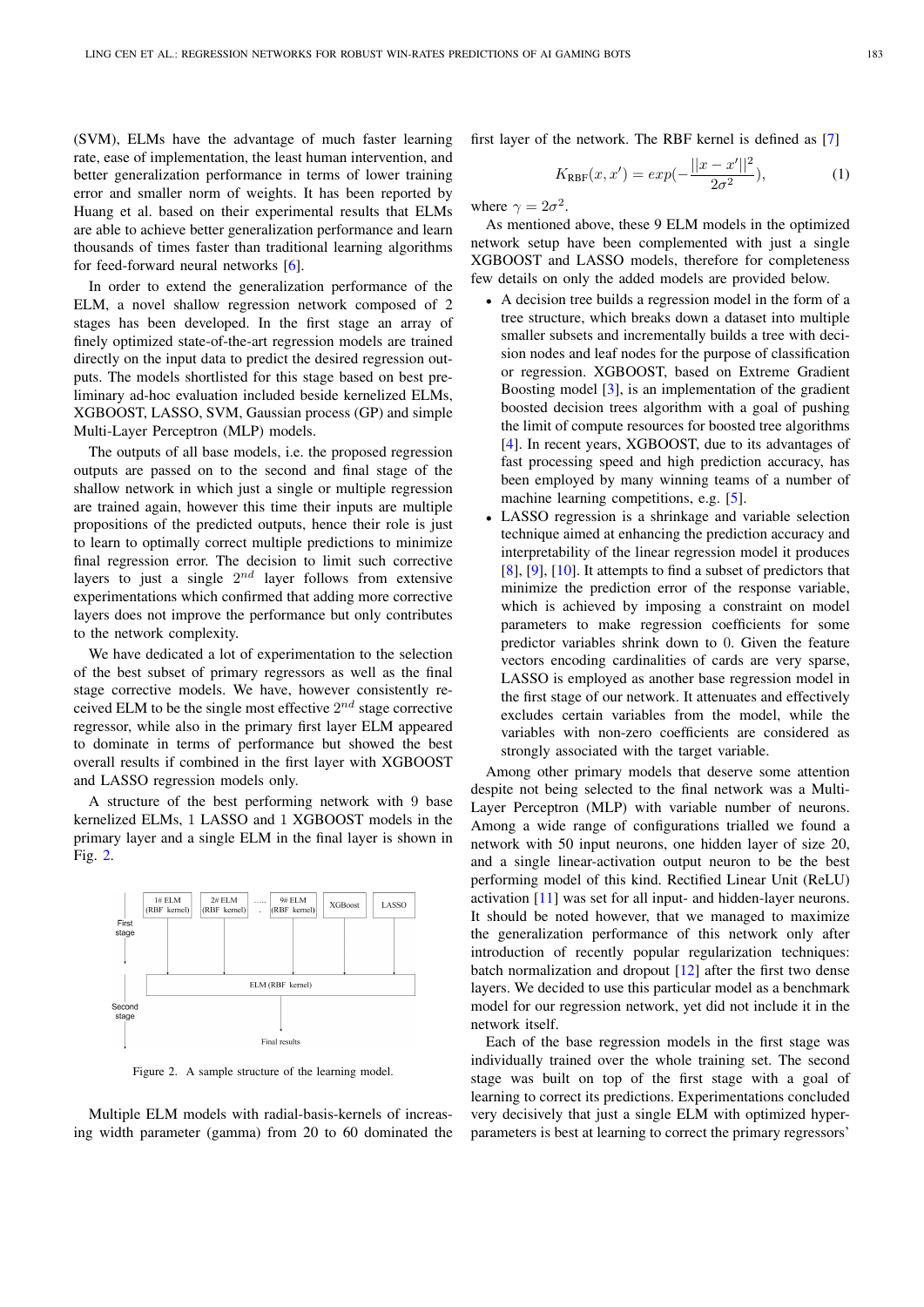(SVM), ELMs have the advantage of much faster learning rate, ease of implementation, the least human intervention, and better generalization performance in terms of lower training error and smaller norm of weights. It has been reported by Huang et al. based on their experimental results that ELMs are able to achieve better generalization performance and learn thousands of times faster than traditional learning algorithms for feed-forward neural networks [6].

In order to extend the generalization performance of the ELM, a novel shallow regression network composed of 2 stages has been developed. In the first stage an array of finely optimized state-of-the-art regression models are trained directly on the input data to predict the desired regression outputs. The models shortlisted for this stage based on best preliminary ad-hoc evaluation included beside kernelized ELMs, XGBOOST, LASSO, SVM, Gaussian process (GP) and simple Multi-Layer Perceptron (MLP) models.

The outputs of all base models, i.e. the proposed regression outputs are passed on to the second and final stage of the shallow network in which just a single or multiple regression are trained again, however this time their inputs are multiple propositions of the predicted outputs, hence their role is just to learn to optimally correct multiple predictions to minimize final regression error. The decision to limit such corrective layers to just a single $2^{nd}$ layer follows from extensive experimentations which confirmed that adding more corrective layers does not improve the performance but only contributes to the network complexity.

We have dedicated a lot of experimentation to the selection of the best subset of primary regressors as well as the final stage corrective models. We have, however consistently received ELM to be the single most effective $2^{nd}$ stage corrective regressor, while also in the primary first layer ELM appeared to dominate in terms of performance but showed the best overall results if combined in the first layer with XGBOOST and LASSO regression models only.

A structure of the best performing network with 9 base kernelized ELMs, 1 LASSO and 1 XGBOOST models in the primary layer and a single ELM in the final layer is shown in Fig. 2.

Figure 2. A sample structure of the learning model.

Multiple ELM models with radial-basis-kernels of increasing width parameter (gamma) from 20 to 60 dominated the first layer of the network. The RBF kernel is defined as [7]

$$K_{\text{RBF}}(x, x') = exp(-\frac{||x - x'||^2}{2\sigma^2}), \tag{1}$$

where $\gamma = 2\sigma^2$.

As mentioned above, these 9 ELM models in the optimized network setup have been complemented with just a single XGBOOST and LASSO models, therefore for completeness few details on only the added models are provided below.

- A decision tree builds a regression model in the form of a tree structure, which breaks down a dataset into multiple smaller subsets and incrementally builds a tree with decision nodes and leaf nodes for the purpose of classification or regression. XGBOOST, based on Extreme Gradient Boosting model [3], is an implementation of the gradient boosted decision trees algorithm with a goal of pushing the limit of compute resources for boosted tree algorithms [4]. In recent years, XGBOOST, due to its advantages of fast processing speed and high prediction accuracy, has been employed by many winning teams of a number of machine learning competitions, e.g. [5].
- LASSO regression is a shrinkage and variable selection technique aimed at enhancing the prediction accuracy and interpretability of the linear regression model it produces [8], [9], [10]. It attempts to find a subset of predictors that minimize the prediction error of the response variable, which is achieved by imposing a constraint on model parameters to make regression coefficients for some predictor variables shrink down to 0. Given the feature vectors encoding cardinalities of cards are very sparse, LASSO is employed as another base regression model in the first stage of our network. It attenuates and effectively excludes certain variables from the model, while the variables with non-zero coefficients are considered as strongly associated with the target variable.

Among other primary models that deserve some attention despite not being selected to the final network was a Multi-Layer Perceptron (MLP) with variable number of neurons. Among a wide range of configurations trialled we found a network with 50 input neurons, one hidden layer of size 20, and a single linear-activation output neuron to be the best performing model of this kind. Rectified Linear Unit (ReLU) activation [11] was set for all input- and hidden-layer neurons. It should be noted however, that we managed to maximize the generalization performance of this network only after introduction of recently popular regularization techniques: batch normalization and dropout [12] after the first two dense layers. We decided to use this particular model as a benchmark model for our regression network, yet did not include it in the network itself.

Each of the base regression models in the first stage was individually trained over the whole training set. The second stage was built on top of the first stage with a goal of learning to correct its predictions. Experimentations concluded very decisively that just a single ELM with optimized hyper-parameters is best at learning to correct the primary regressors'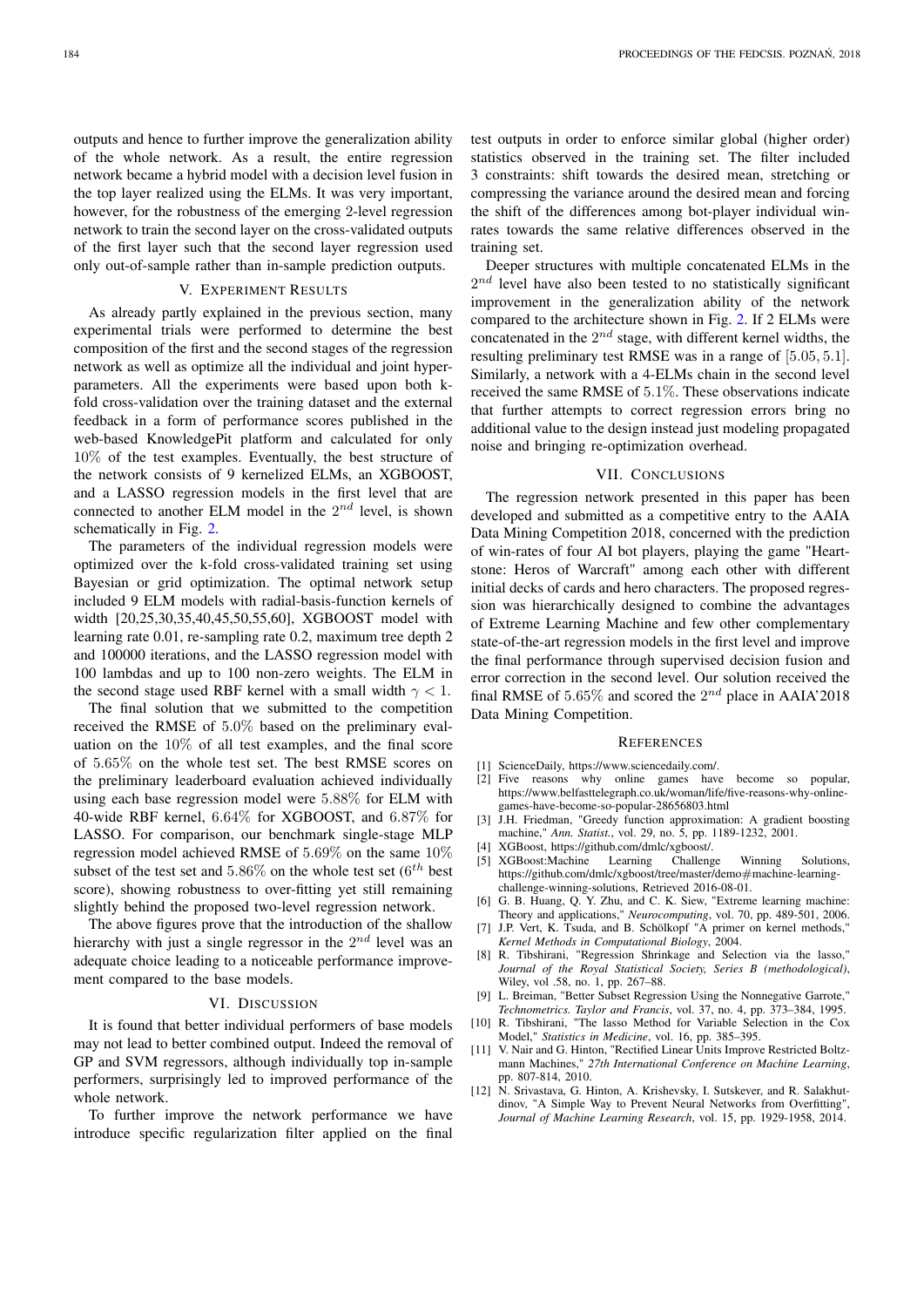outputs and hence to further improve the generalization ability of the whole network. As a result, the entire regression network became a hybrid model with a decision level fusion in the top layer realized using the ELMs. It was very important, however, for the robustness of the emerging 2-level regression network to train the second layer on the cross-validated outputs of the first layer such that the second layer regression used only out-of-sample rather than in-sample prediction outputs.

## V. Experiment Results

As already partly explained in the previous section, many experimental trials were performed to determine the best composition of the first and the second stages of the regression network as well as optimize all the individual and joint hyper-parameters. All the experiments were based upon both k-fold cross-validation over the training dataset and the external feedback in a form of performance scores published in the web-based KnowledgePit platform and calculated for only $10\%$ of the test examples. Eventually, the best structure of the network consists of 9 kernelized ELMs, an XGBOOST, and a LASSO regression models in the first level that are connected to another ELM model in the $2^{nd}$ level, is shown schematically in Fig. 2.

The parameters of the individual regression models were optimized over the k-fold cross-validated training set using Bayesian or grid optimization. The optimal network setup included 9 ELM models with radial-basis-function kernels of width [20,25,30,35,40,45,50,55,60], XGBOOST model with learning rate 0.01, re-sampling rate 0.2, maximum tree depth 2 and 100000 iterations, and the LASSO regression model with 100 lambdas and up to 100 non-zero weights. The ELM in the second stage used RBF kernel with a small width $\gamma < 1$.

The final solution that we submitted to the competition received the RMSE of $5.0\%$ based on the preliminary evaluation on the $10\%$ of all test examples, and the final score of $5.65\%$ on the whole test set. The best RMSE scores on the preliminary leaderboard evaluation achieved individually using each base regression model were $5.88\%$ for ELM with 40-wide RBF kernel, $6.64\%$ for XGBOOST, and $6.87\%$ for LASSO. For comparison, our benchmark single-stage MLP regression model achieved RMSE of $5.69\%$ on the same $10\%$ subset of the test set and $5.86\%$ on the whole test set ($6^{th}$ best score), showing robustness to over-fitting yet still remaining slightly behind the proposed two-level regression network.

The above figures prove that the introduction of the shallow hierarchy with just a single regressor in the $2^{nd}$ level was an adequate choice leading to a noticeable performance improvement compared to the base models.

## VI. Discussion

It is found that better individual performers of base models may not lead to better combined output. Indeed the removal of GP and SVM regressors, although individually top in-sample performers, surprisingly led to improved performance of the whole network.

To further improve the network performance we have introduce specific regularization filter applied on the final test outputs in order to enforce similar global (higher order) statistics observed in the training set. The filter included 3 constraints: shift towards the desired mean, stretching or compressing the variance around the desired mean and forcing the shift of the differences among bot-player individual win-rates towards the same relative differences observed in the training set.

Deeper structures with multiple concatenated ELMs in the $2^{nd}$ level have also been tested to no statistically significant improvement in the generalization ability of the network compared to the architecture shown in Fig. 2. If 2 ELMs were concatenated in the $2^{nd}$ stage, with different kernel widths, the resulting preliminary test RMSE was in a range of $[5.05, 5.1]$. Similarly, a network with a 4-ELMs chain in the second level received the same RMSE of $5.1\%$. These observations indicate that further attempts to correct regression errors bring no additional value to the design instead just modeling propagated noise and bringing re-optimization overhead.

## VII. Conclusions

The regression network presented in this paper has been developed and submitted as a competitive entry to the AAIA Data Mining Competition 2018, concerned with the prediction of win-rates of four AI bot players, playing the game "Hearthstone: Heros of Warcraft" among each other with different initial decks of cards and hero characters. The proposed regression was hierarchically designed to combine the advantages of Extreme Learning Machine and few other complementary state-of-the-art regression models in the first level and improve the final performance through supervised decision fusion and error correction in the second level. Our solution received the final RMSE of $5.65\%$ and scored the $2^{nd}$ place in AAIA'2018 Data Mining Competition.

## References

[1] ScienceDaily, https://www.sciencedaily.com/.

[2] Five reasons why online games have become so popular, https://www.belfasttelegraph.co.uk/woman/life/five-reasons-why-online-games-have-become-so-popular-28656803.html

[3] J.H. Friedman, "Greedy function approximation: A gradient boosting machine," *Ann. Statist.*, vol. 29, no. 5, pp. 1189-1232, 2001.

[4] XGBoost, https://github.com/dmlc/xgboost/.

[5] XGBoost:Machine Learning Challenge Winning Solutions, https://github.com/dmlc/xgboost/tree/master/demo#machine-learning-challenge-winning-solutions, Retrieved 2016-08-01.

[6] G. B. Huang, Q. Y. Zhu, and C. K. Siew, "Extreme learning machine: Theory and applications," *Neurocomputing*, vol. 70, pp. 489-501, 2006.

[7] J.P. Vert, K. Tsuda, and B. Schölkopf "A primer on kernel methods," *Kernel Methods in Computational Biology*, 2004.

[8] R. Tibshirani, "Regression Shrinkage and Selection via the lasso," *Journal of the Royal Statistical Society, Series B (methodological)*, Wiley, vol .58, no. 1, pp. 267–88.

[9] L. Breiman, "Better Subset Regression Using the Nonnegative Garrote," *Technometrics. Taylor and Francis*, vol. 37, no. 4, pp. 373–384, 1995.

[10] R. Tibshirani, "The lasso Method for Variable Selection in the Cox Model," *Statistics in Medicine*, vol. 16, pp. 385–395.

[11] V. Nair and G. Hinton, "Rectified Linear Units Improve Restricted Boltzmann Machines," *27th International Conference on Machine Learning*, pp. 807-814, 2010.

[12] N. Srivastava, G. Hinton, A. Krishevsky, I. Sutskever, and R. Salakhutdinov, "A Simple Way to Prevent Neural Networks from Overfitting", *Journal of Machine Learning Research*, vol. 15, pp. 1929-1958, 2014.